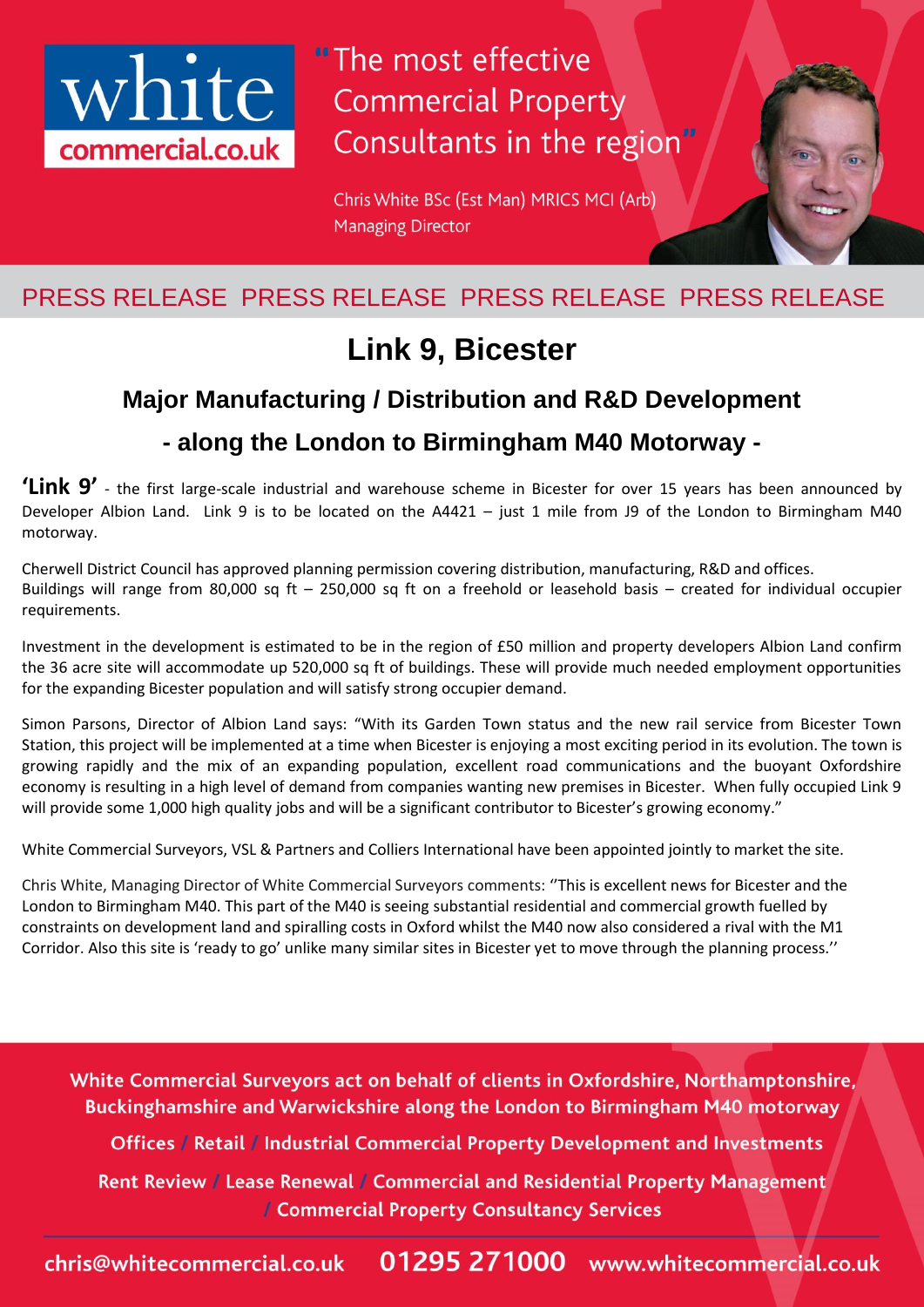white
commercial.co.uk

"The most effective Commercial Property Consultants in the region"

Chris White BSc (Est Man) MRICS MCI (Arb)
Managing Director

PRESS RELEASE PRESS RELEASE PRESS RELEASE PRESS RELEASE

# Link 9, Bicester

## Major Manufacturing / Distribution and R&D Development

## - along the London to Birmingham M40 Motorway -

**'Link 9'** - the first large-scale industrial and warehouse scheme in Bicester for over 15 years has been announced by Developer Albion Land. Link 9 is to be located on the A4421 – just 1 mile from J9 of the London to Birmingham M40 motorway.

Cherwell District Council has approved planning permission covering distribution, manufacturing, R&D and offices.
Buildings will range from 80,000 sq ft – 250,000 sq ft on a freehold or leasehold basis – created for individual occupier requirements.

Investment in the development is estimated to be in the region of £50 million and property developers Albion Land confirm the 36 acre site will accommodate up 520,000 sq ft of buildings. These will provide much needed employment opportunities for the expanding Bicester population and will satisfy strong occupier demand.

Simon Parsons, Director of Albion Land says: "With its Garden Town status and the new rail service from Bicester Town Station, this project will be implemented at a time when Bicester is enjoying a most exciting period in its evolution. The town is growing rapidly and the mix of an expanding population, excellent road communications and the buoyant Oxfordshire economy is resulting in a high level of demand from companies wanting new premises in Bicester. When fully occupied Link 9 will provide some 1,000 high quality jobs and will be a significant contributor to Bicester's growing economy."

White Commercial Surveyors, VSL & Partners and Colliers International have been appointed jointly to market the site.

Chris White, Managing Director of White Commercial Surveyors comments: ''This is excellent news for Bicester and the London to Birmingham M40. This part of the M40 is seeing substantial residential and commercial growth fuelled by constraints on development land and spiralling costs in Oxford whilst the M40 now also considered a rival with the M1 Corridor. Also this site is 'ready to go' unlike many similar sites in Bicester yet to move through the planning process.''

White Commercial Surveyors act on behalf of clients in Oxfordshire, Northamptonshire, Buckinghamshire and Warwickshire along the London to Birmingham M40 motorway

Offices / Retail / Industrial Commercial Property Development and Investments

Rent Review / Lease Renewal / Commercial and Residential Property Management / Commercial Property Consultancy Services

chris@whitecommercial.co.uk 01295 271000 www.whitecommercial.co.uk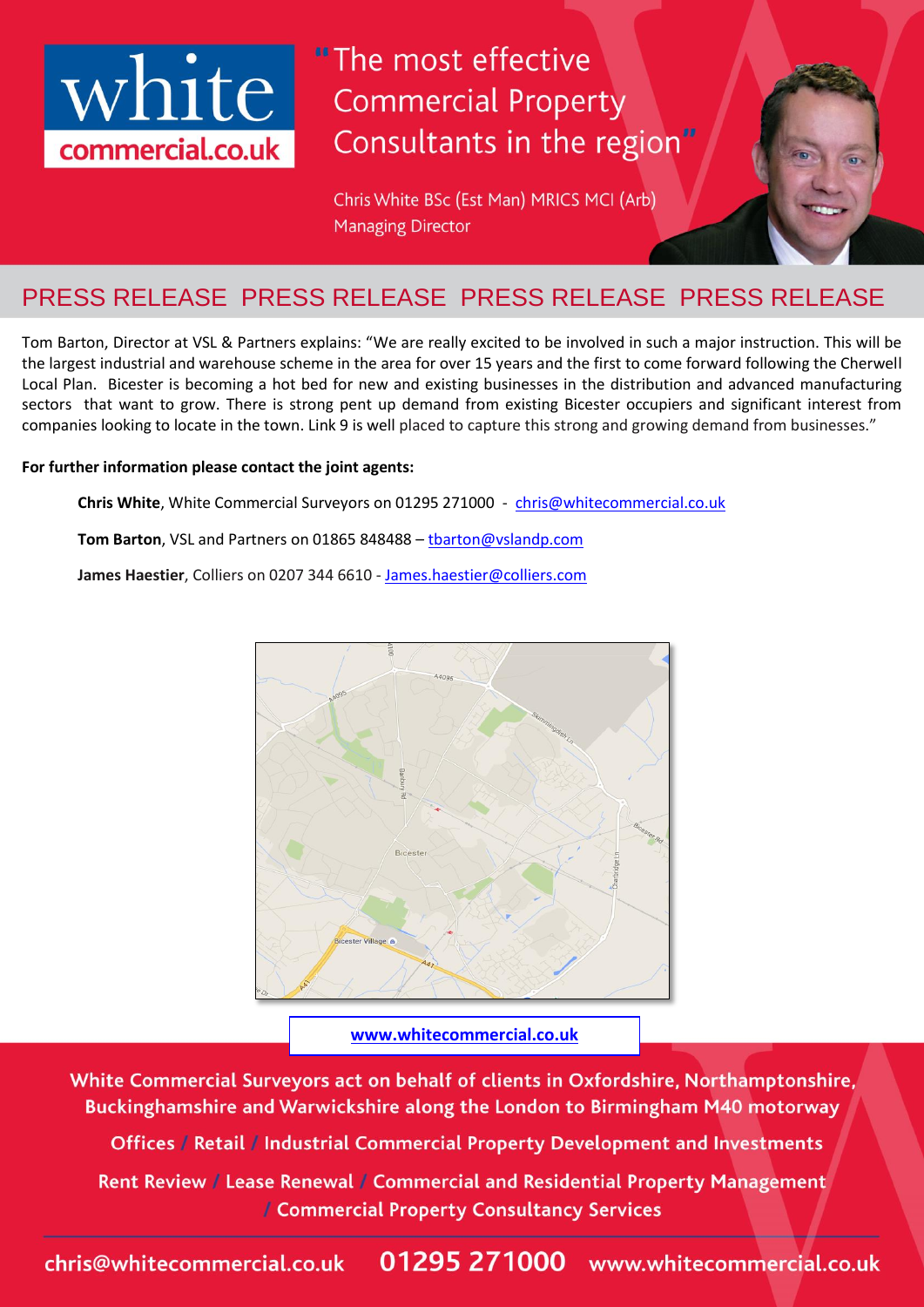white commercial.co.uk

"The most effective Commercial Property Consultants in the region"

Chris White BSc (Est Man) MRICS MCI (Arb)
Managing Director

## PRESS RELEASE PRESS RELEASE PRESS RELEASE PRESS RELEASE

Tom Barton, Director at VSL & Partners explains: "We are really excited to be involved in such a major instruction. This will be the largest industrial and warehouse scheme in the area for over 15 years and the first to come forward following the Cherwell Local Plan. Bicester is becoming a hot bed for new and existing businesses in the distribution and advanced manufacturing sectors that want to grow. There is strong pent up demand from existing Bicester occupiers and significant interest from companies looking to locate in the town. Link 9 is well placed to capture this strong and growing demand from businesses."

**For further information please contact the joint agents:**

**Chris White**, White Commercial Surveyors on 01295 271000 - chris@whitecommercial.co.uk

**Tom Barton**, VSL and Partners on 01865 848488 – tbarton@vslandp.com

**James Haestier**, Colliers on 0207 344 6610 - James.haestier@colliers.com

A4095
A4095
Banbury Rd
Skimmingdish Ln
Bicester Rd
Bicester
Charbridge Ln
Bicester Village
A41
A41

**www.whitecommercial.co.uk**

**White Commercial Surveyors act on behalf of clients in Oxfordshire, Northamptonshire, Buckinghamshire and Warwickshire along the London to Birmingham M40 motorway**

**Offices / Retail / Industrial Commercial Property Development and Investments**

**Rent Review / Lease Renewal / Commercial and Residential Property Management / Commercial Property Consultancy Services**

chris@whitecommercial.co.uk 01295 271000 www.whitecommercial.co.uk